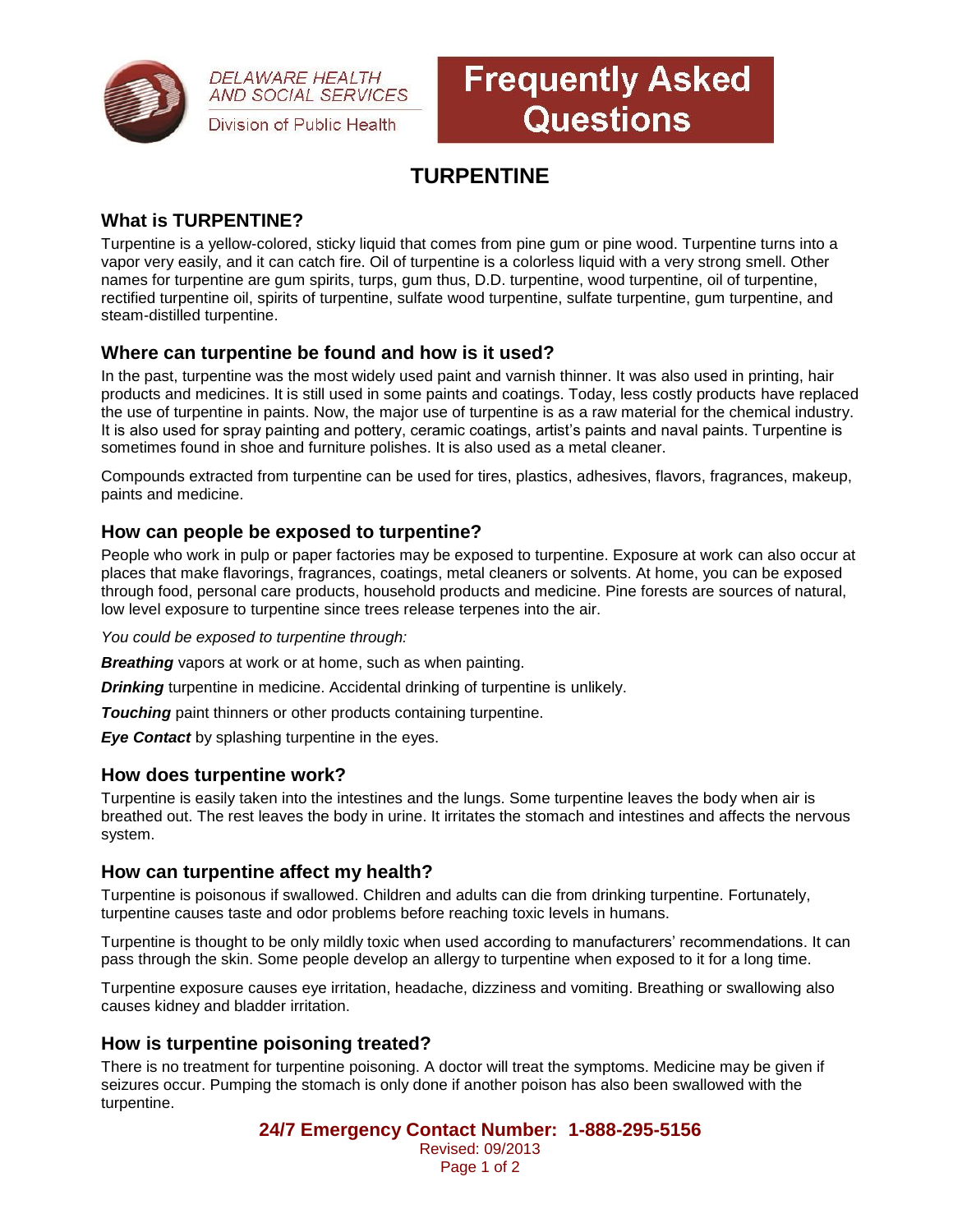DELAWARE HEALTH AND SOCIAL SERVICES

Division of Public Health

**Frequently Asked Questions**

# TURPENTINE

## What is TURPENTINE?

Turpentine is a yellow-colored, sticky liquid that comes from pine gum or pine wood. Turpentine turns into a vapor very easily, and it can catch fire. Oil of turpentine is a colorless liquid with a very strong smell. Other names for turpentine are gum spirits, turps, gum thus, D.D. turpentine, wood turpentine, oil of turpentine, rectified turpentine oil, spirits of turpentine, sulfate wood turpentine, sulfate turpentine, gum turpentine, and steam-distilled turpentine.

## Where can turpentine be found and how is it used?

In the past, turpentine was the most widely used paint and varnish thinner. It was also used in printing, hair products and medicines. It is still used in some paints and coatings. Today, less costly products have replaced the use of turpentine in paints. Now, the major use of turpentine is as a raw material for the chemical industry. It is also used for spray painting and pottery, ceramic coatings, artist's paints and naval paints. Turpentine is sometimes found in shoe and furniture polishes. It is also used as a metal cleaner.

Compounds extracted from turpentine can be used for tires, plastics, adhesives, flavors, fragrances, makeup, paints and medicine.

## How can people be exposed to turpentine?

People who work in pulp or paper factories may be exposed to turpentine. Exposure at work can also occur at places that make flavorings, fragrances, coatings, metal cleaners or solvents. At home, you can be exposed through food, personal care products, household products and medicine. Pine forests are sources of natural, low level exposure to turpentine since trees release terpenes into the air.

*You could be exposed to turpentine through:*

***Breathing*** vapors at work or at home, such as when painting.

***Drinking*** turpentine in medicine. Accidental drinking of turpentine is unlikely.

***Touching*** paint thinners or other products containing turpentine.

***Eye Contact*** by splashing turpentine in the eyes.

## How does turpentine work?

Turpentine is easily taken into the intestines and the lungs. Some turpentine leaves the body when air is breathed out. The rest leaves the body in urine. It irritates the stomach and intestines and affects the nervous system.

## How can turpentine affect my health?

Turpentine is poisonous if swallowed. Children and adults can die from drinking turpentine. Fortunately, turpentine causes taste and odor problems before reaching toxic levels in humans.

Turpentine is thought to be only mildly toxic when used according to manufacturers' recommendations. It can pass through the skin. Some people develop an allergy to turpentine when exposed to it for a long time.

Turpentine exposure causes eye irritation, headache, dizziness and vomiting. Breathing or swallowing also causes kidney and bladder irritation.

## How is turpentine poisoning treated?

There is no treatment for turpentine poisoning. A doctor will treat the symptoms. Medicine may be given if seizures occur. Pumping the stomach is only done if another poison has also been swallowed with the turpentine.

**24/7 Emergency Contact Number: 1-888-295-5156**

Revised: 09/2013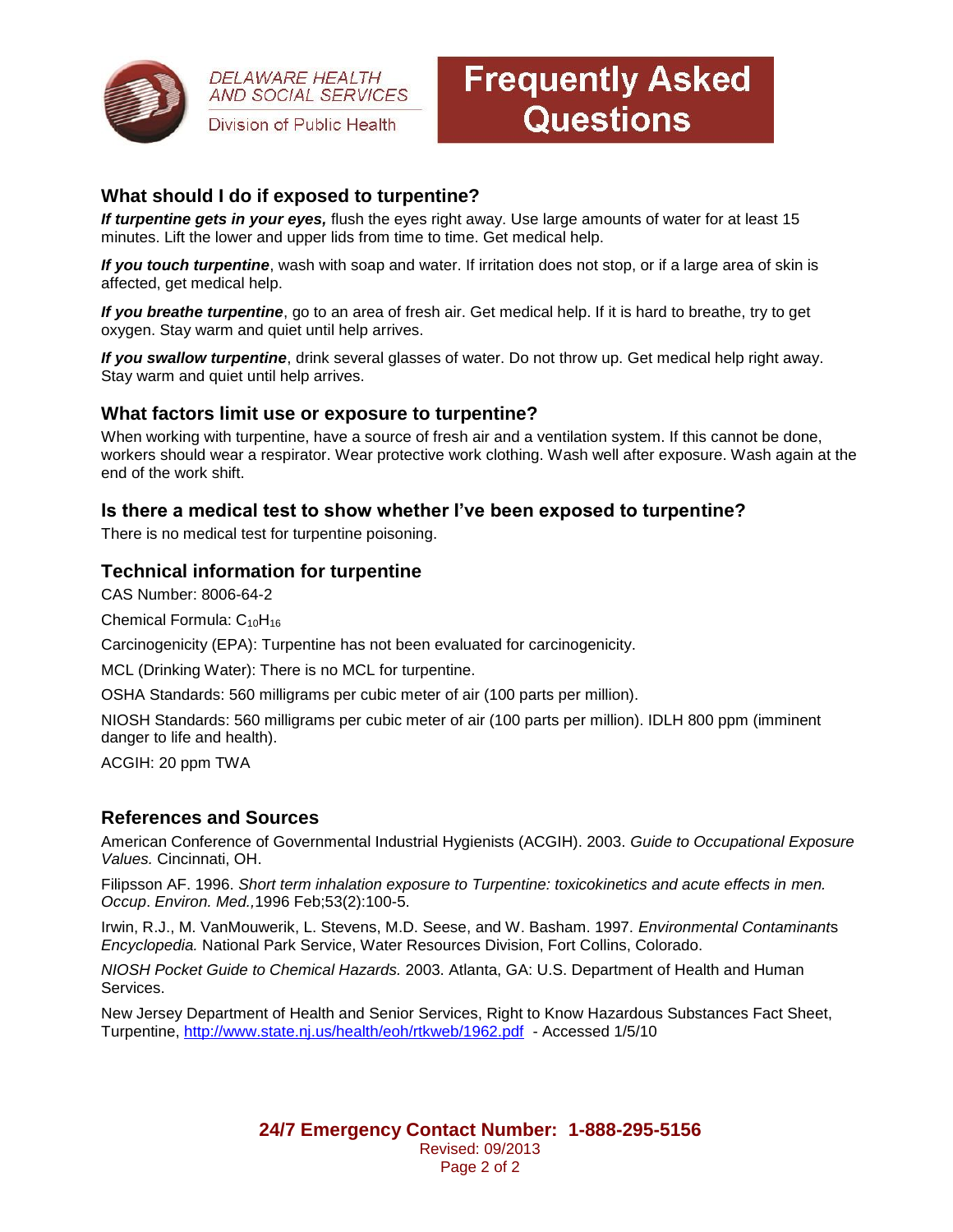## What should I do if exposed to turpentine?

***If turpentine gets in your eyes,*** flush the eyes right away. Use large amounts of water for at least 15 minutes. Lift the lower and upper lids from time to time. Get medical help.

***If you touch turpentine***, wash with soap and water. If irritation does not stop, or if a large area of skin is affected, get medical help.

***If you breathe turpentine***, go to an area of fresh air. Get medical help. If it is hard to breathe, try to get oxygen. Stay warm and quiet until help arrives.

***If you swallow turpentine***, drink several glasses of water. Do not throw up. Get medical help right away. Stay warm and quiet until help arrives.

## What factors limit use or exposure to turpentine?

When working with turpentine, have a source of fresh air and a ventilation system. If this cannot be done, workers should wear a respirator. Wear protective work clothing. Wash well after exposure. Wash again at the end of the work shift.

## Is there a medical test to show whether I've been exposed to turpentine?

There is no medical test for turpentine poisoning.

## Technical information for turpentine

CAS Number: 8006-64-2

Chemical Formula: $C_{10}H_{16}$

Carcinogenicity (EPA): Turpentine has not been evaluated for carcinogenicity.

MCL (Drinking Water): There is no MCL for turpentine.

OSHA Standards: 560 milligrams per cubic meter of air (100 parts per million).

NIOSH Standards: 560 milligrams per cubic meter of air (100 parts per million). IDLH 800 ppm (imminent danger to life and health).

ACGIH: 20 ppm TWA

## References and Sources

American Conference of Governmental Industrial Hygienists (ACGIH). 2003. *Guide to Occupational Exposure Values.* Cincinnati, OH.

Filipsson AF. 1996. *Short term inhalation exposure to Turpentine: toxicokinetics and acute effects in men. Occup*. *Environ. Med.,*1996 Feb;53(2):100-5.

Irwin, R.J., M. VanMouwerik, L. Stevens, M.D. Seese, and W. Basham. 1997. *Environmental Contaminants Encyclopedia.* National Park Service, Water Resources Division, Fort Collins, Colorado.

*NIOSH Pocket Guide to Chemical Hazards.* 2003. Atlanta, GA: U.S. Department of Health and Human Services.

New Jersey Department of Health and Senior Services, Right to Know Hazardous Substances Fact Sheet, Turpentine, http://www.state.nj.us/health/eoh/rtkweb/1962.pdf - Accessed 1/5/10

**24/7 Emergency Contact Number: 1-888-295-5156**

Revised: 09/2013